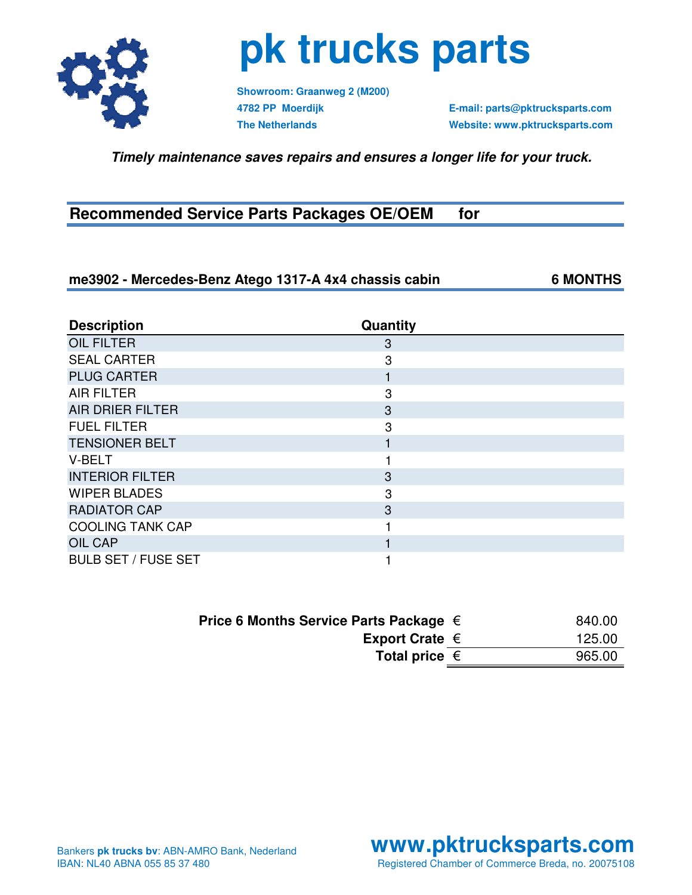# pk trucks parts

**Showroom: Graanweg 2 (M200)**
**4782 PP Moerdijk**
**The Netherlands**

**E-mail: parts@pktrucksparts.com**
**Website: www.pktrucksparts.com**

***Timely maintenance saves repairs and ensures a longer life for your truck.***

## Recommended Service Parts Packages OE/OEM for

### me3902 - Mercedes-Benz Atego 1317-A 4x4 chassis cabin — 6 MONTHS

| Description | Quantity |
| --- | --- |
| OIL FILTER | 3 |
| SEAL CARTER | 3 |
| PLUG CARTER | 1 |
| AIR FILTER | 3 |
| AIR DRIER FILTER | 3 |
| FUEL FILTER | 3 |
| TENSIONER BELT | 1 |
| V-BELT | 1 |
| INTERIOR FILTER | 3 |
| WIPER BLADES | 3 |
| RADIATOR CAP | 3 |
| COOLING TANK CAP | 1 |
| OIL CAP | 1 |
| BULB SET / FUSE SET | 1 |

| | | |
| --- | --- | --- |
| **Price 6 Months Service Parts Package** | € | 840.00 |
| **Export Crate** | € | 125.00 |
| **Total price** | € | 965.00 |

Bankers **pk trucks bv**: ABN-AMRO Bank, Nederland
IBAN: NL40 ABNA 055 85 37 480

**www.pktrucksparts.com**
Registered Chamber of Commerce Breda, no. 20075108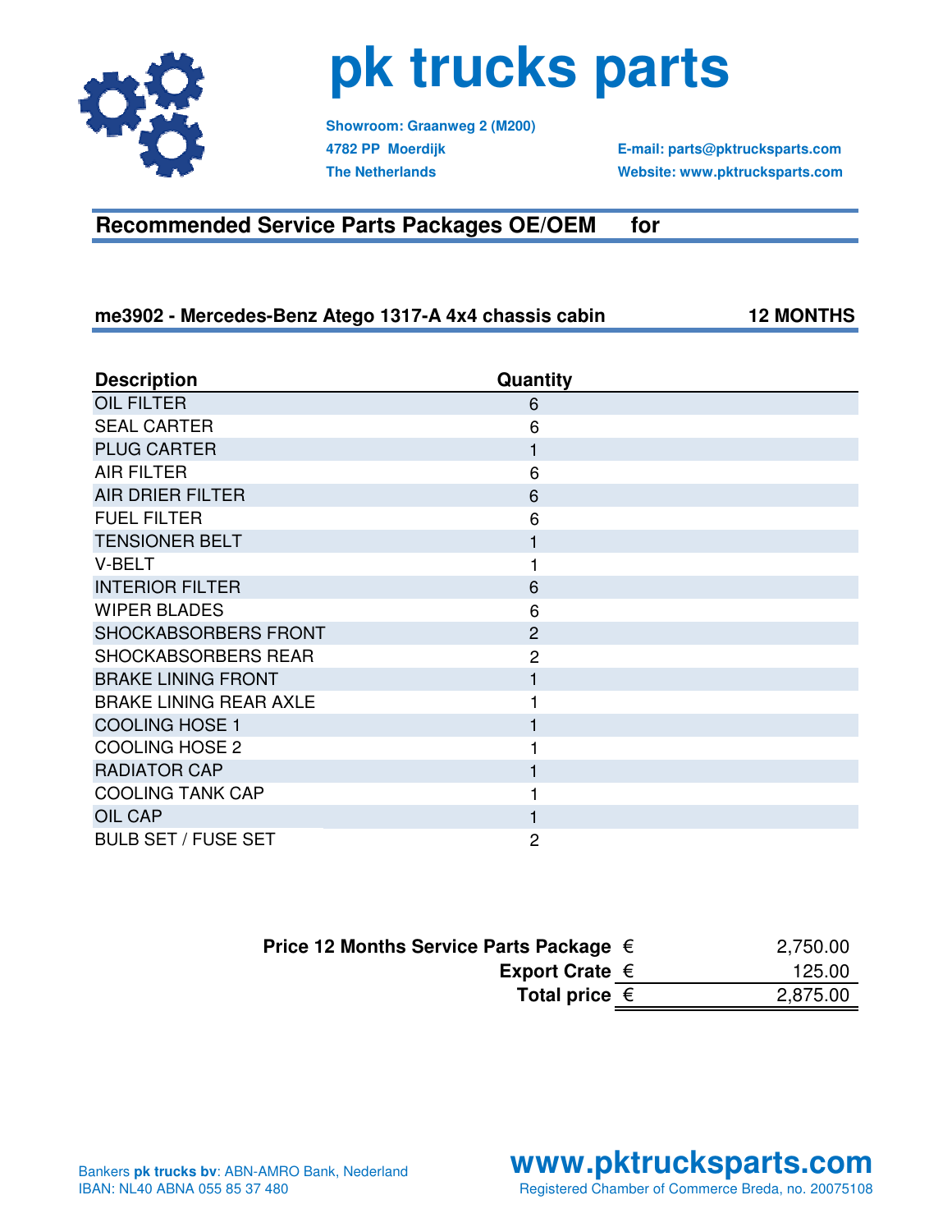# pk trucks parts

**Showroom: Graanweg 2 (M200)**
**4782 PP Moerdijk**
**The Netherlands**

**E-mail: parts@pktrucksparts.com**
**Website: www.pktrucksparts.com**

## Recommended Service Parts Packages OE/OEM for

### me3902 - Mercedes-Benz Atego 1317-A 4x4 chassis cabin — 12 MONTHS

| Description | Quantity |
|---|---|
| OIL FILTER | 6 |
| SEAL CARTER | 6 |
| PLUG CARTER | 1 |
| AIR FILTER | 6 |
| AIR DRIER FILTER | 6 |
| FUEL FILTER | 6 |
| TENSIONER BELT | 1 |
| V-BELT | 1 |
| INTERIOR FILTER | 6 |
| WIPER BLADES | 6 |
| SHOCKABSORBERS FRONT | 2 |
| SHOCKABSORBERS REAR | 2 |
| BRAKE LINING FRONT | 1 |
| BRAKE LINING REAR AXLE | 1 |
| COOLING HOSE 1 | 1 |
| COOLING HOSE 2 | 1 |
| RADIATOR CAP | 1 |
| COOLING TANK CAP | 1 |
| OIL CAP | 1 |
| BULB SET / FUSE SET | 2 |

| | | |
|---|---|---|
| **Price 12 Months Service Parts Package** | € | 2,750.00 |
| **Export Crate** | € | 125.00 |
| **Total price** | € | 2,875.00 |

Bankers **pk trucks bv**: ABN-AMRO Bank, Nederland
IBAN: NL40 ABNA 055 85 37 480

**www.pktrucksparts.com**
Registered Chamber of Commerce Breda, no. 20075108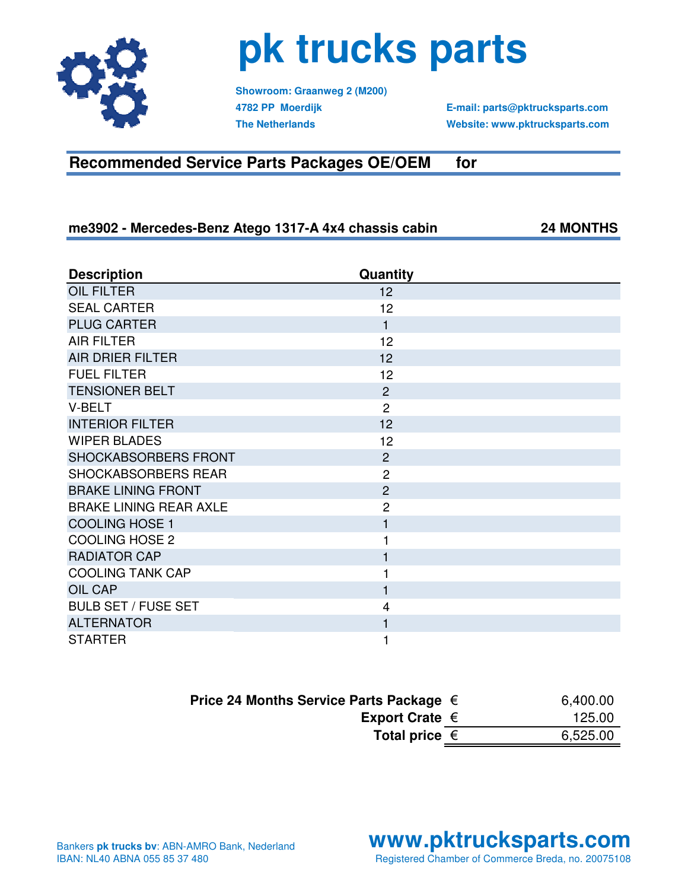# pk trucks parts

**Showroom: Graanweg 2 (M200)**
**4782 PP Moerdijk**
**The Netherlands**

**E-mail: parts@pktrucksparts.com**
**Website: www.pktrucksparts.com**

## Recommended Service Parts Packages OE/OEM for

### me3902 - Mercedes-Benz Atego 1317-A 4x4 chassis cabin — 24 MONTHS

| Description | Quantity |
|---|---|
| OIL FILTER | 12 |
| SEAL CARTER | 12 |
| PLUG CARTER | 1 |
| AIR FILTER | 12 |
| AIR DRIER FILTER | 12 |
| FUEL FILTER | 12 |
| TENSIONER BELT | 2 |
| V-BELT | 2 |
| INTERIOR FILTER | 12 |
| WIPER BLADES | 12 |
| SHOCKABSORBERS FRONT | 2 |
| SHOCKABSORBERS REAR | 2 |
| BRAKE LINING FRONT | 2 |
| BRAKE LINING REAR AXLE | 2 |
| COOLING HOSE 1 | 1 |
| COOLING HOSE 2 | 1 |
| RADIATOR CAP | 1 |
| COOLING TANK CAP | 1 |
| OIL CAP | 1 |
| BULB SET / FUSE SET | 4 |
| ALTERNATOR | 1 |
| STARTER | 1 |

| | | |
|---|---|---|
| **Price 24 Months Service Parts Package** | € | 6,400.00 |
| **Export Crate** | € | 125.00 |
| **Total price** | € | 6,525.00 |

Bankers **pk trucks bv**: ABN-AMRO Bank, Nederland
IBAN: NL40 ABNA 055 85 37 480

**www.pktrucksparts.com**
Registered Chamber of Commerce Breda, no. 20075108